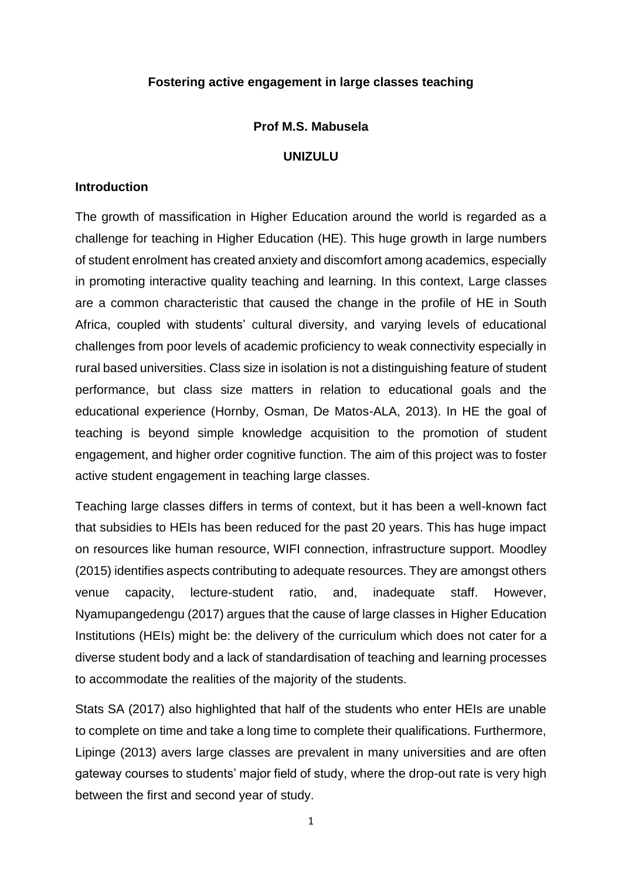**Fostering active engagement in large classes teaching**

**Prof M.S. Mabusela**

**UNIZULU**

## Introduction

The growth of massification in Higher Education around the world is regarded as a challenge for teaching in Higher Education (HE). This huge growth in large numbers of student enrolment has created anxiety and discomfort among academics, especially in promoting interactive quality teaching and learning. In this context, Large classes are a common characteristic that caused the change in the profile of HE in South Africa, coupled with students' cultural diversity, and varying levels of educational challenges from poor levels of academic proficiency to weak connectivity especially in rural based universities. Class size in isolation is not a distinguishing feature of student performance, but class size matters in relation to educational goals and the educational experience (Hornby, Osman, De Matos-ALA, 2013). In HE the goal of teaching is beyond simple knowledge acquisition to the promotion of student engagement, and higher order cognitive function. The aim of this project was to foster active student engagement in teaching large classes.

Teaching large classes differs in terms of context, but it has been a well-known fact that subsidies to HEIs has been reduced for the past 20 years. This has huge impact on resources like human resource, WIFI connection, infrastructure support. Moodley (2015) identifies aspects contributing to adequate resources. They are amongst others venue capacity, lecture-student ratio, and, inadequate staff. However, Nyamupangedengu (2017) argues that the cause of large classes in Higher Education Institutions (HEIs) might be: the delivery of the curriculum which does not cater for a diverse student body and a lack of standardisation of teaching and learning processes to accommodate the realities of the majority of the students.

Stats SA (2017) also highlighted that half of the students who enter HEIs are unable to complete on time and take a long time to complete their qualifications. Furthermore, Lipinge (2013) avers large classes are prevalent in many universities and are often gateway courses to students' major field of study, where the drop-out rate is very high between the first and second year of study.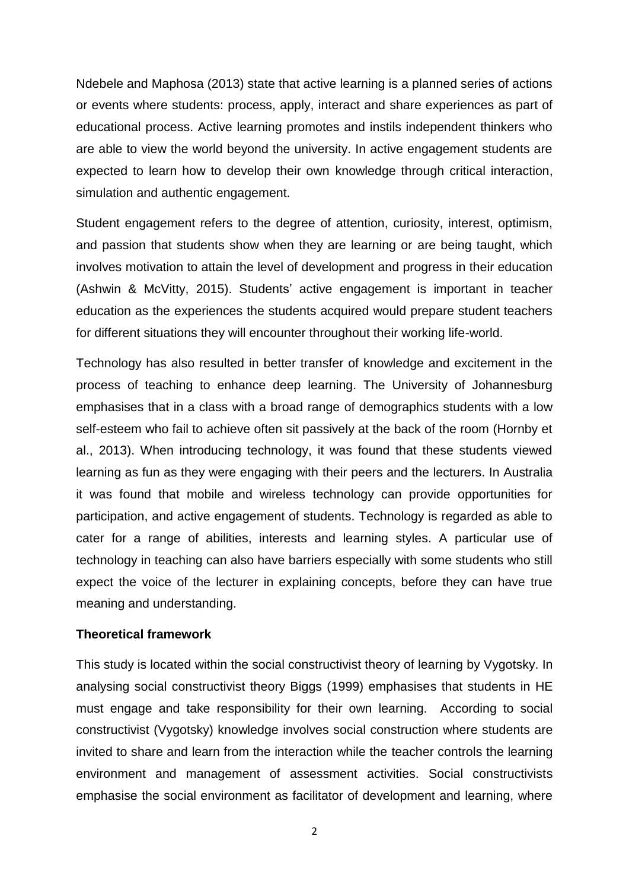Ndebele and Maphosa (2013) state that active learning is a planned series of actions or events where students: process, apply, interact and share experiences as part of educational process. Active learning promotes and instils independent thinkers who are able to view the world beyond the university. In active engagement students are expected to learn how to develop their own knowledge through critical interaction, simulation and authentic engagement.

Student engagement refers to the degree of attention, curiosity, interest, optimism, and passion that students show when they are learning or are being taught, which involves motivation to attain the level of development and progress in their education (Ashwin & McVitty, 2015). Students' active engagement is important in teacher education as the experiences the students acquired would prepare student teachers for different situations they will encounter throughout their working life-world.

Technology has also resulted in better transfer of knowledge and excitement in the process of teaching to enhance deep learning. The University of Johannesburg emphasises that in a class with a broad range of demographics students with a low self-esteem who fail to achieve often sit passively at the back of the room (Hornby et al., 2013). When introducing technology, it was found that these students viewed learning as fun as they were engaging with their peers and the lecturers. In Australia it was found that mobile and wireless technology can provide opportunities for participation, and active engagement of students. Technology is regarded as able to cater for a range of abilities, interests and learning styles. A particular use of technology in teaching can also have barriers especially with some students who still expect the voice of the lecturer in explaining concepts, before they can have true meaning and understanding.

**Theoretical framework**

This study is located within the social constructivist theory of learning by Vygotsky. In analysing social constructivist theory Biggs (1999) emphasises that students in HE must engage and take responsibility for their own learning. According to social constructivist (Vygotsky) knowledge involves social construction where students are invited to share and learn from the interaction while the teacher controls the learning environment and management of assessment activities. Social constructivists emphasise the social environment as facilitator of development and learning, where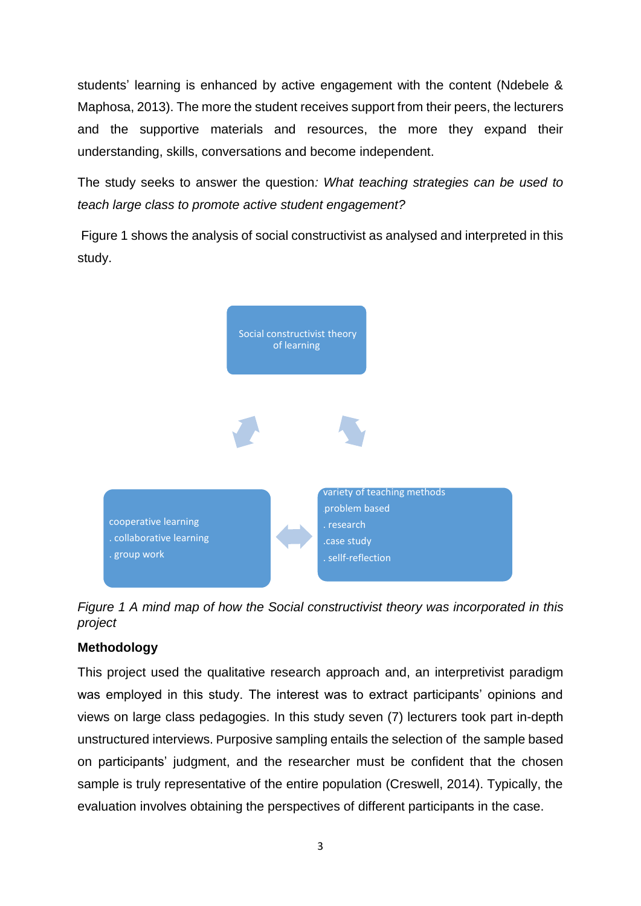students' learning is enhanced by active engagement with the content (Ndebele & Maphosa, 2013). The more the student receives support from their peers, the lecturers and the supportive materials and resources, the more they expand their understanding, skills, conversations and become independent.

The study seeks to answer the question*: What teaching strategies can be used to teach large class to promote active student engagement?*

Figure 1 shows the analysis of social constructivist as analysed and interpreted in this study.

Social constructivist theory of learning

cooperative learning
. collaborative learning
. group work

variety of teaching methods
.problem based
. research
.case study
. sellf-reflection

*Figure 1 A mind map of how the Social constructivist theory was incorporated in this project*

**Methodology**

This project used the qualitative research approach and, an interpretivist paradigm was employed in this study. The interest was to extract participants' opinions and views on large class pedagogies. In this study seven (7) lecturers took part in-depth unstructured interviews. Purposive sampling entails the selection of the sample based on participants' judgment, and the researcher must be confident that the chosen sample is truly representative of the entire population (Creswell, 2014). Typically, the evaluation involves obtaining the perspectives of different participants in the case.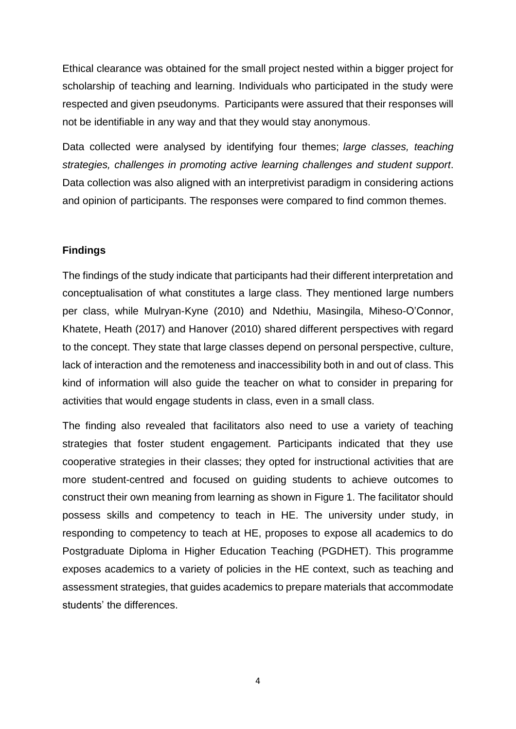Ethical clearance was obtained for the small project nested within a bigger project for scholarship of teaching and learning. Individuals who participated in the study were respected and given pseudonyms. Participants were assured that their responses will not be identifiable in any way and that they would stay anonymous.

Data collected were analysed by identifying four themes; *large classes, teaching strategies, challenges in promoting active learning challenges and student support*. Data collection was also aligned with an interpretivist paradigm in considering actions and opinion of participants. The responses were compared to find common themes.

## Findings

The findings of the study indicate that participants had their different interpretation and conceptualisation of what constitutes a large class. They mentioned large numbers per class, while Mulryan-Kyne (2010) and Ndethiu, Masingila, Miheso-O'Connor, Khatete, Heath (2017) and Hanover (2010) shared different perspectives with regard to the concept. They state that large classes depend on personal perspective, culture, lack of interaction and the remoteness and inaccessibility both in and out of class. This kind of information will also guide the teacher on what to consider in preparing for activities that would engage students in class, even in a small class.

The finding also revealed that facilitators also need to use a variety of teaching strategies that foster student engagement. Participants indicated that they use cooperative strategies in their classes; they opted for instructional activities that are more student-centred and focused on guiding students to achieve outcomes to construct their own meaning from learning as shown in Figure 1. The facilitator should possess skills and competency to teach in HE. The university under study, in responding to competency to teach at HE, proposes to expose all academics to do Postgraduate Diploma in Higher Education Teaching (PGDHET). This programme exposes academics to a variety of policies in the HE context, such as teaching and assessment strategies, that guides academics to prepare materials that accommodate students' the differences.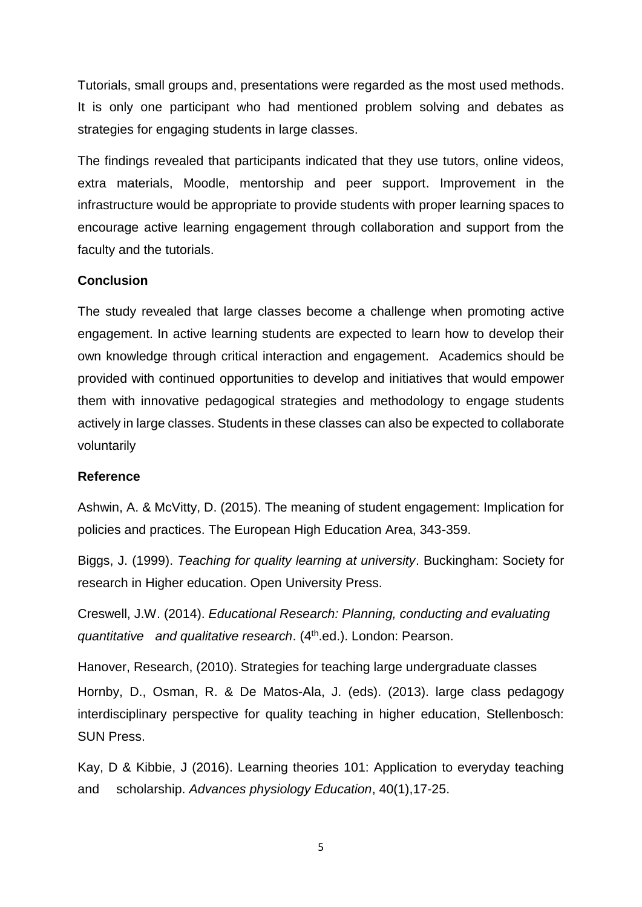Tutorials, small groups and, presentations were regarded as the most used methods. It is only one participant who had mentioned problem solving and debates as strategies for engaging students in large classes.

The findings revealed that participants indicated that they use tutors, online videos, extra materials, Moodle, mentorship and peer support. Improvement in the infrastructure would be appropriate to provide students with proper learning spaces to encourage active learning engagement through collaboration and support from the faculty and the tutorials.

**Conclusion**

The study revealed that large classes become a challenge when promoting active engagement. In active learning students are expected to learn how to develop their own knowledge through critical interaction and engagement. Academics should be provided with continued opportunities to develop and initiatives that would empower them with innovative pedagogical strategies and methodology to engage students actively in large classes. Students in these classes can also be expected to collaborate voluntarily

**Reference**

Ashwin, A. & McVitty, D. (2015). The meaning of student engagement: Implication for policies and practices. The European High Education Area, 343-359.

Biggs, J. (1999). *Teaching for quality learning at university*. Buckingham: Society for research in Higher education. Open University Press.

Creswell, J.W. (2014). *Educational Research: Planning, conducting and evaluating quantitative and qualitative research*. (4th.ed.). London: Pearson.

Hanover, Research, (2010). Strategies for teaching large undergraduate classes

Hornby, D., Osman, R. & De Matos-Ala, J. (eds). (2013). large class pedagogy interdisciplinary perspective for quality teaching in higher education, Stellenbosch: SUN Press.

Kay, D & Kibbie, J (2016). Learning theories 101: Application to everyday teaching and scholarship. *Advances physiology Education*, 40(1),17-25.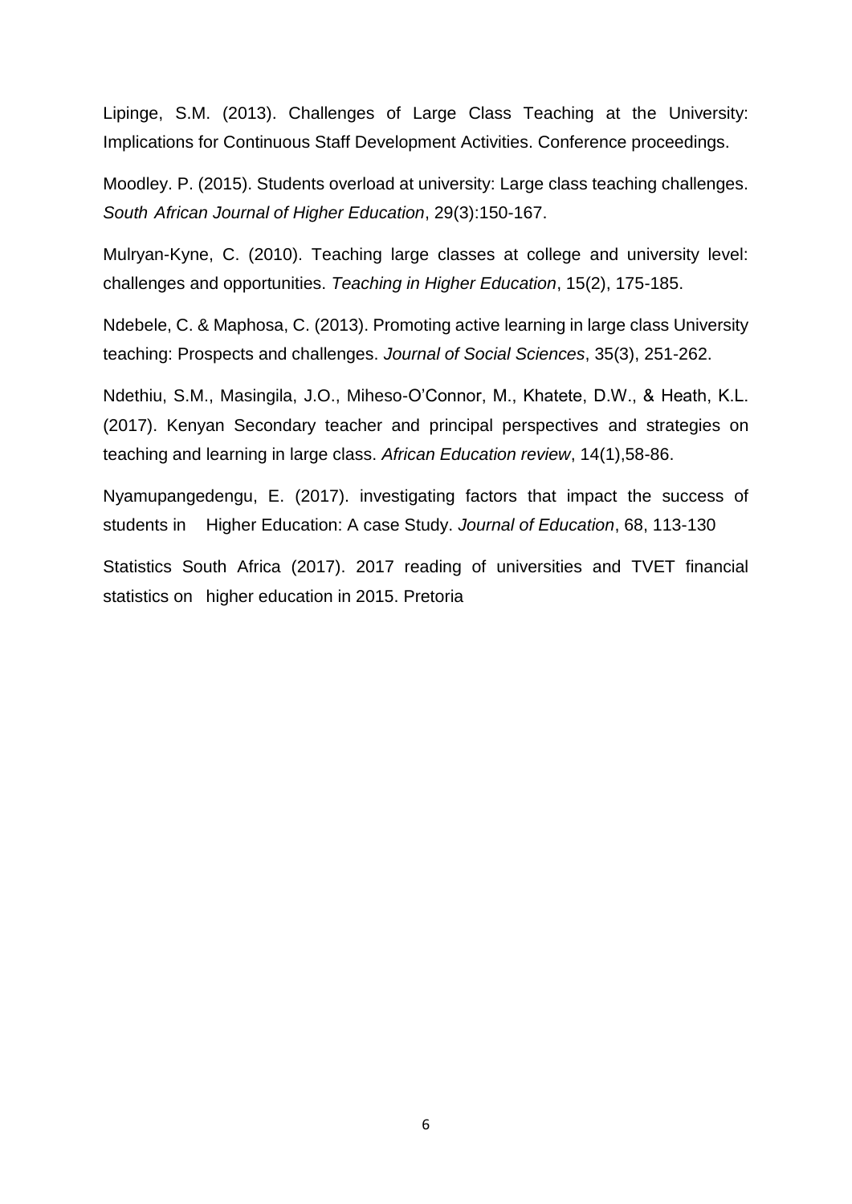Lipinge, S.M. (2013). Challenges of Large Class Teaching at the University: Implications for Continuous Staff Development Activities. Conference proceedings.

Moodley. P. (2015). Students overload at university: Large class teaching challenges. *South African Journal of Higher Education*, 29(3):150-167.

Mulryan-Kyne, C. (2010). Teaching large classes at college and university level: challenges and opportunities. *Teaching in Higher Education*, 15(2), 175-185.

Ndebele, C. & Maphosa, C. (2013). Promoting active learning in large class University teaching: Prospects and challenges. *Journal of Social Sciences*, 35(3), 251-262.

Ndethiu, S.M., Masingila, J.O., Miheso-O'Connor, M., Khatete, D.W., & Heath, K.L. (2017). Kenyan Secondary teacher and principal perspectives and strategies on teaching and learning in large class. *African Education review*, 14(1),58-86.

Nyamupangedengu, E. (2017). investigating factors that impact the success of students in Higher Education: A case Study. *Journal of Education*, 68, 113-130

Statistics South Africa (2017). 2017 reading of universities and TVET financial statistics on higher education in 2015. Pretoria